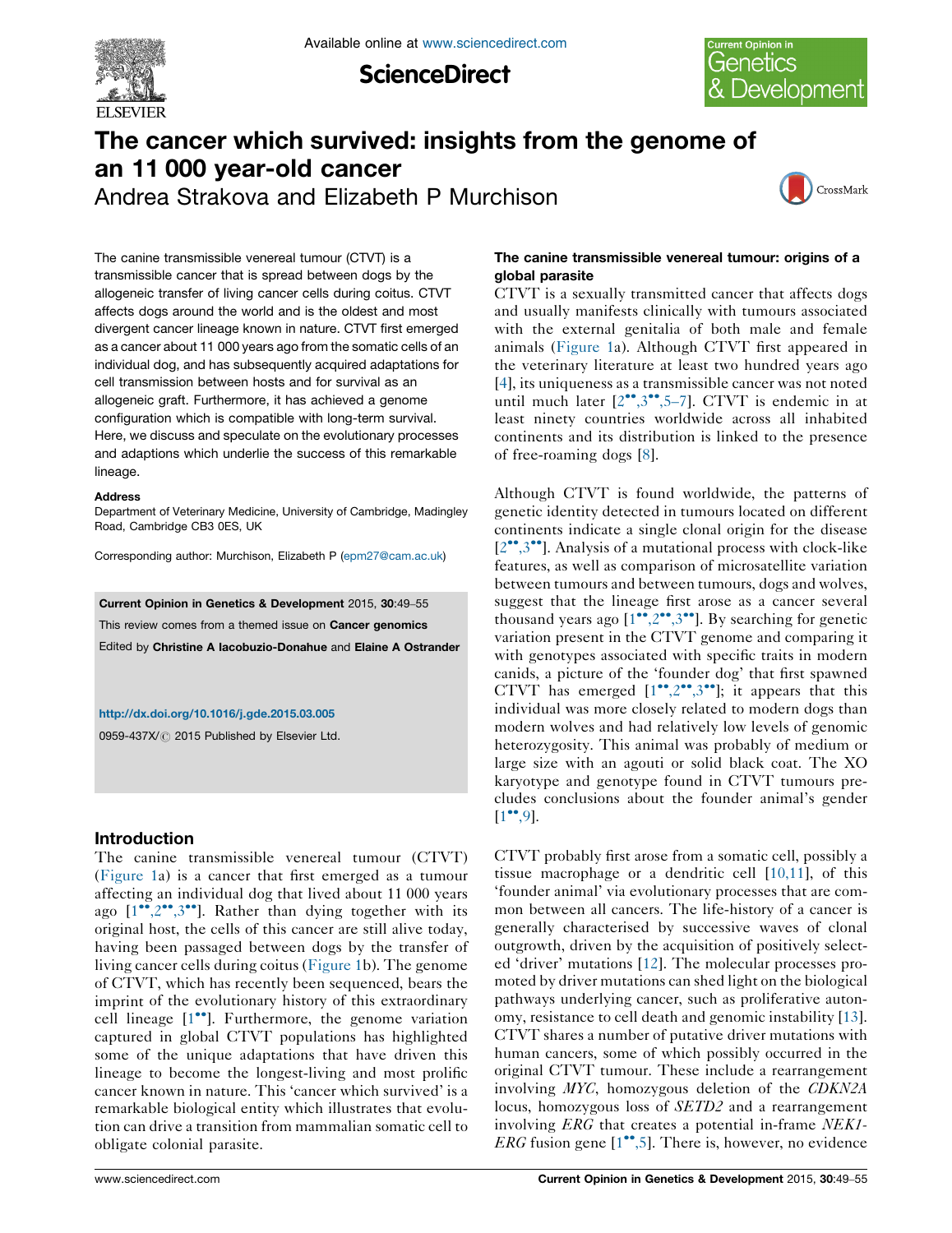# The cancer which survived: insights from the genome of an 11 000 year-old cancer

Andrea Strakova and Elizabeth P Murchison

The canine transmissible venereal tumour (CTVT) is a transmissible cancer that is spread between dogs by the allogeneic transfer of living cancer cells during coitus. CTVT affects dogs around the world and is the oldest and most divergent cancer lineage known in nature. CTVT first emerged as a cancer about 11 000 years ago from the somatic cells of an individual dog, and has subsequently acquired adaptations for cell transmission between hosts and for survival as an allogeneic graft. Furthermore, it has achieved a genome configuration which is compatible with long-term survival. Here, we discuss and speculate on the evolutionary processes and adaptions which underlie the success of this remarkable lineage.

**Address**

Department of Veterinary Medicine, University of Cambridge, Madingley Road, Cambridge CB3 0ES, UK

Corresponding author: Murchison, Elizabeth P (epm27@cam.ac.uk)

**Current Opinion in Genetics & Development** 2015, **30**:49–55

This review comes from a themed issue on **Cancer genomics**

Edited by **Christine A Iacobuzio-Donahue** and **Elaine A Ostrander**

http://dx.doi.org/10.1016/j.gde.2015.03.005

0959-437X/© 2015 Published by Elsevier Ltd.

## Introduction

The canine transmissible venereal tumour (CTVT) (Figure 1a) is a cancer that first emerged as a tumour affecting an individual dog that lived about 11 000 years ago [1••,2••,3••]. Rather than dying together with its original host, the cells of this cancer are still alive today, having been passaged between dogs by the transfer of living cancer cells during coitus (Figure 1b). The genome of CTVT, which has recently been sequenced, bears the imprint of the evolutionary history of this extraordinary cell lineage [1••]. Furthermore, the genome variation captured in global CTVT populations has highlighted some of the unique adaptations that have driven this lineage to become the longest-living and most prolific cancer known in nature. This 'cancer which survived' is a remarkable biological entity which illustrates that evolution can drive a transition from mammalian somatic cell to obligate colonial parasite.

## The canine transmissible venereal tumour: origins of a global parasite

CTVT is a sexually transmitted cancer that affects dogs and usually manifests clinically with tumours associated with the external genitalia of both male and female animals (Figure 1a). Although CTVT first appeared in the veterinary literature at least two hundred years ago [4], its uniqueness as a transmissible cancer was not noted until much later [2••,3••,5–7]. CTVT is endemic in at least ninety countries worldwide across all inhabited continents and its distribution is linked to the presence of free-roaming dogs [8].

Although CTVT is found worldwide, the patterns of genetic identity detected in tumours located on different continents indicate a single clonal origin for the disease [2••,3••]. Analysis of a mutational process with clock-like features, as well as comparison of microsatellite variation between tumours and between tumours, dogs and wolves, suggest that the lineage first arose as a cancer several thousand years ago [1••,2••,3••]. By searching for genetic variation present in the CTVT genome and comparing it with genotypes associated with specific traits in modern canids, a picture of the 'founder dog' that first spawned CTVT has emerged [1••,2••,3••]; it appears that this individual was more closely related to modern dogs than modern wolves and had relatively low levels of genomic heterozygosity. This animal was probably of medium or large size with an agouti or solid black coat. The XO karyotype and genotype found in CTVT tumours precludes conclusions about the founder animal's gender [1••,9].

CTVT probably first arose from a somatic cell, possibly a tissue macrophage or a dendritic cell [10,11], of this 'founder animal' via evolutionary processes that are common between all cancers. The life-history of a cancer is generally characterised by successive waves of clonal outgrowth, driven by the acquisition of positively selected 'driver' mutations [12]. The molecular processes promoted by driver mutations can shed light on the biological pathways underlying cancer, such as proliferative autonomy, resistance to cell death and genomic instability [13]. CTVT shares a number of putative driver mutations with human cancers, some of which possibly occurred in the original CTVT tumour. These include a rearrangement involving *MYC*, homozygous deletion of the *CDKN2A* locus, homozygous loss of *SETD2* and a rearrangement involving *ERG* that creates a potential in-frame *NEK1-ERG* fusion gene [1••,5]. There is, however, no evidence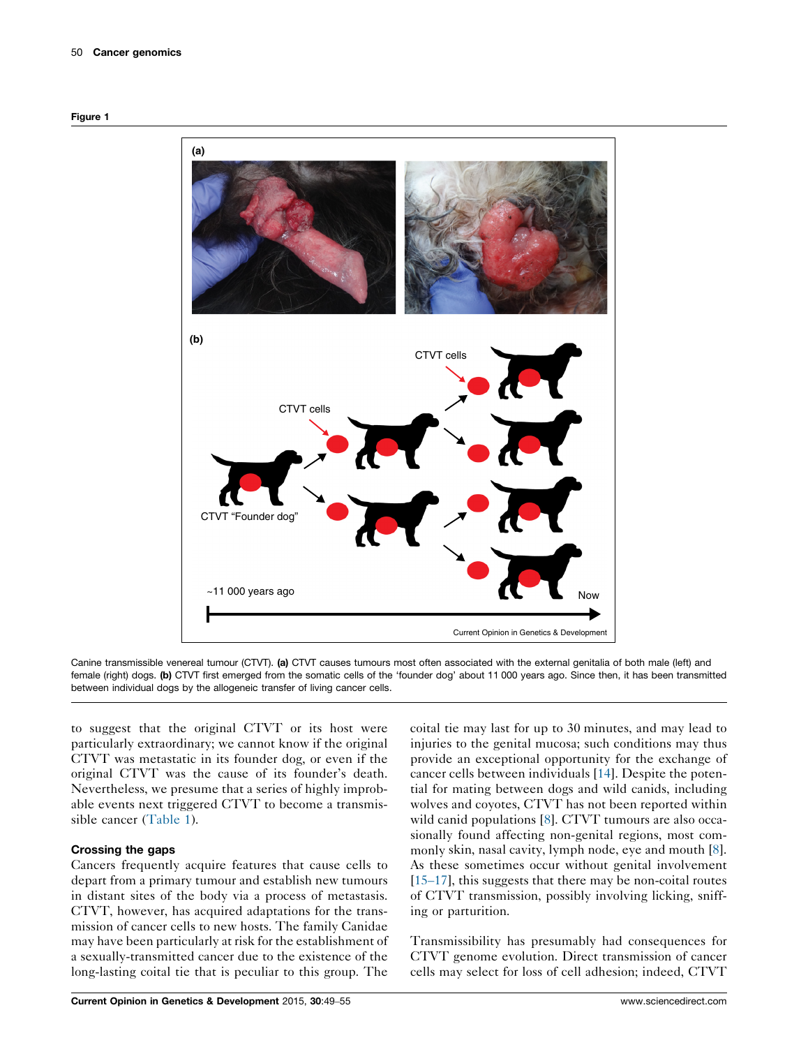**Figure 1**

Canine transmissible venereal tumour (CTVT). **(a)** CTVT causes tumours most often associated with the external genitalia of both male (left) and female (right) dogs. **(b)** CTVT first emerged from the somatic cells of the 'founder dog' about 11 000 years ago. Since then, it has been transmitted between individual dogs by the allogeneic transfer of living cancer cells.

to suggest that the original CTVT or its host were particularly extraordinary; we cannot know if the original CTVT was metastatic in its founder dog, or even if the original CTVT was the cause of its founder's death. Nevertheless, we presume that a series of highly improbable events next triggered CTVT to become a transmissible cancer (Table 1).

### Crossing the gaps

Cancers frequently acquire features that cause cells to depart from a primary tumour and establish new tumours in distant sites of the body via a process of metastasis. CTVT, however, has acquired adaptations for the transmission of cancer cells to new hosts. The family Canidae may have been particularly at risk for the establishment of a sexually-transmitted cancer due to the existence of the long-lasting coital tie that is peculiar to this group. The coital tie may last for up to 30 minutes, and may lead to injuries to the genital mucosa; such conditions may thus provide an exceptional opportunity for the exchange of cancer cells between individuals [14]. Despite the potential for mating between dogs and wild canids, including wolves and coyotes, CTVT has not been reported within wild canid populations [8]. CTVT tumours are also occasionally found affecting non-genital regions, most commonly skin, nasal cavity, lymph node, eye and mouth [8]. As these sometimes occur without genital involvement [15–17], this suggests that there may be non-coital routes of CTVT transmission, possibly involving licking, sniffing or parturition.

Transmissibility has presumably had consequences for CTVT genome evolution. Direct transmission of cancer cells may select for loss of cell adhesion; indeed, CTVT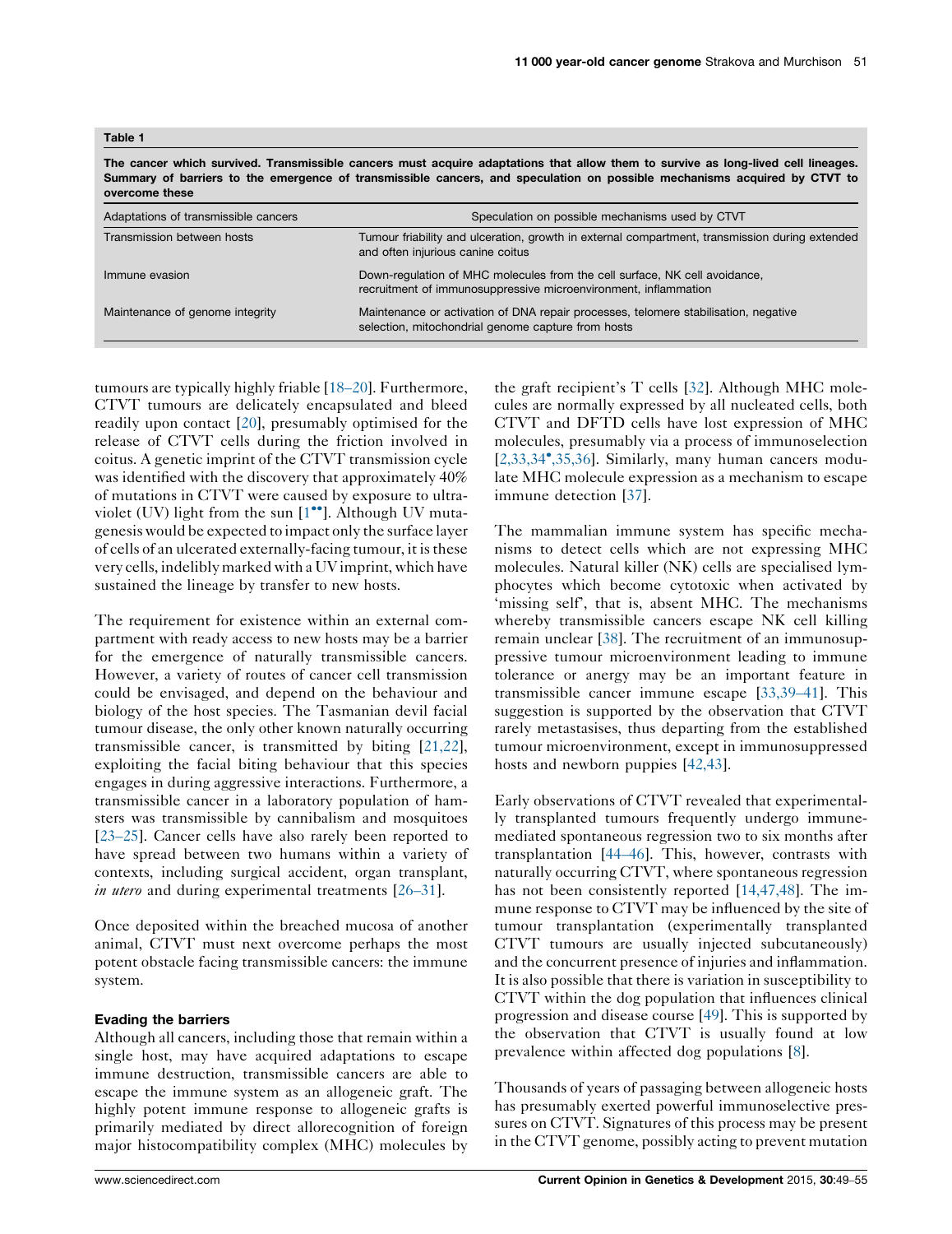**Table 1**

**The cancer which survived. Transmissible cancers must acquire adaptations that allow them to survive as long-lived cell lineages. Summary of barriers to the emergence of transmissible cancers, and speculation on possible mechanisms acquired by CTVT to overcome these**

| Adaptations of transmissible cancers | Speculation on possible mechanisms used by CTVT |
|---|---|
| Transmission between hosts | Tumour friability and ulceration, growth in external compartment, transmission during extended and often injurious canine coitus |
| Immune evasion | Down-regulation of MHC molecules from the cell surface, NK cell avoidance, recruitment of immunosuppressive microenvironment, inflammation |
| Maintenance of genome integrity | Maintenance or activation of DNA repair processes, telomere stabilisation, negative selection, mitochondrial genome capture from hosts |

tumours are typically highly friable [18–20]. Furthermore, CTVT tumours are delicately encapsulated and bleed readily upon contact [20], presumably optimised for the release of CTVT cells during the friction involved in coitus. A genetic imprint of the CTVT transmission cycle was identified with the discovery that approximately 40% of mutations in CTVT were caused by exposure to ultraviolet (UV) light from the sun [1••]. Although UV mutagenesis would be expected to impact only the surface layer of cells of an ulcerated externally-facing tumour, it is these very cells, indelibly marked with a UV imprint, which have sustained the lineage by transfer to new hosts.

The requirement for existence within an external compartment with ready access to new hosts may be a barrier for the emergence of naturally transmissible cancers. However, a variety of routes of cancer cell transmission could be envisaged, and depend on the behaviour and biology of the host species. The Tasmanian devil facial tumour disease, the only other known naturally occurring transmissible cancer, is transmitted by biting [21,22], exploiting the facial biting behaviour that this species engages in during aggressive interactions. Furthermore, a transmissible cancer in a laboratory population of hamsters was transmissible by cannibalism and mosquitoes [23–25]. Cancer cells have also rarely been reported to have spread between two humans within a variety of contexts, including surgical accident, organ transplant, *in utero* and during experimental treatments [26–31].

Once deposited within the breached mucosa of another animal, CTVT must next overcome perhaps the most potent obstacle facing transmissible cancers: the immune system.

### Evading the barriers

Although all cancers, including those that remain within a single host, may have acquired adaptations to escape immune destruction, transmissible cancers are able to escape the immune system as an allogeneic graft. The highly potent immune response to allogeneic grafts is primarily mediated by direct allorecognition of foreign major histocompatibility complex (MHC) molecules by the graft recipient's T cells [32]. Although MHC molecules are normally expressed by all nucleated cells, both CTVT and DFTD cells have lost expression of MHC molecules, presumably via a process of immunoselection [2,33,34•,35,36]. Similarly, many human cancers modulate MHC molecule expression as a mechanism to escape immune detection [37].

The mammalian immune system has specific mechanisms to detect cells which are not expressing MHC molecules. Natural killer (NK) cells are specialised lymphocytes which become cytotoxic when activated by 'missing self', that is, absent MHC. The mechanisms whereby transmissible cancers escape NK cell killing remain unclear [38]. The recruitment of an immunosuppressive tumour microenvironment leading to immune tolerance or anergy may be an important feature in transmissible cancer immune escape [33,39–41]. This suggestion is supported by the observation that CTVT rarely metastasises, thus departing from the established tumour microenvironment, except in immunosuppressed hosts and newborn puppies [42,43].

Early observations of CTVT revealed that experimentally transplanted tumours frequently undergo immune-mediated spontaneous regression two to six months after transplantation [44–46]. This, however, contrasts with naturally occurring CTVT, where spontaneous regression has not been consistently reported [14,47,48]. The immune response to CTVT may be influenced by the site of tumour transplantation (experimentally transplanted CTVT tumours are usually injected subcutaneously) and the concurrent presence of injuries and inflammation. It is also possible that there is variation in susceptibility to CTVT within the dog population that influences clinical progression and disease course [49]. This is supported by the observation that CTVT is usually found at low prevalence within affected dog populations [8].

Thousands of years of passaging between allogeneic hosts has presumably exerted powerful immunoselective pressures on CTVT. Signatures of this process may be present in the CTVT genome, possibly acting to prevent mutation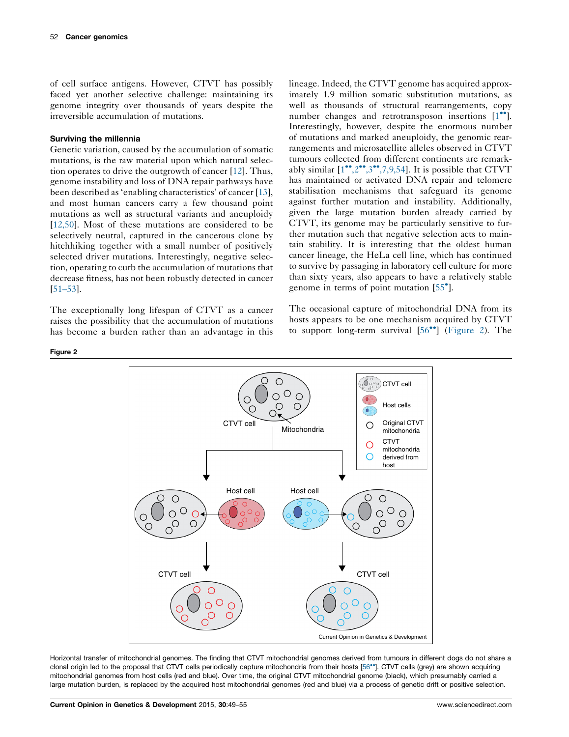of cell surface antigens. However, CTVT has possibly faced yet another selective challenge: maintaining its genome integrity over thousands of years despite the irreversible accumulation of mutations.

### Surviving the millennia

Genetic variation, caused by the accumulation of somatic mutations, is the raw material upon which natural selection operates to drive the outgrowth of cancer [12]. Thus, genome instability and loss of DNA repair pathways have been described as 'enabling characteristics' of cancer [13], and most human cancers carry a few thousand point mutations as well as structural variants and aneuploidy [12,50]. Most of these mutations are considered to be selectively neutral, captured in the cancerous clone by hitchhiking together with a small number of positively selected driver mutations. Interestingly, negative selection, operating to curb the accumulation of mutations that decrease fitness, has not been robustly detected in cancer [51–53].

The exceptionally long lifespan of CTVT as a cancer raises the possibility that the accumulation of mutations has become a burden rather than an advantage in this lineage. Indeed, the CTVT genome has acquired approximately 1.9 million somatic substitution mutations, as well as thousands of structural rearrangements, copy number changes and retrotransposon insertions [1••]. Interestingly, however, despite the enormous number of mutations and marked aneuploidy, the genomic rearrangements and microsatellite alleles observed in CTVT tumours collected from different continents are remarkably similar [1••,2••,3••,7,9,54]. It is possible that CTVT has maintained or activated DNA repair and telomere stabilisation mechanisms that safeguard its genome against further mutation and instability. Additionally, given the large mutation burden already carried by CTVT, its genome may be particularly sensitive to further mutation such that negative selection acts to maintain stability. It is interesting that the oldest human cancer lineage, the HeLa cell line, which has continued to survive by passaging in laboratory cell culture for more than sixty years, also appears to have a relatively stable genome in terms of point mutation [55•].

The occasional capture of mitochondrial DNA from its hosts appears to be one mechanism acquired by CTVT to support long-term survival [56••] (Figure 2). The

**Figure 2**

Horizontal transfer of mitochondrial genomes. The finding that CTVT mitochondrial genomes derived from tumours in different dogs do not share a clonal origin led to the proposal that CTVT cells periodically capture mitochondria from their hosts [56••]. CTVT cells (grey) are shown acquiring mitochondrial genomes from host cells (red and blue). Over time, the original CTVT mitochondrial genome (black), which presumably carried a large mutation burden, is replaced by the acquired host mitochondrial genomes (red and blue) via a process of genetic drift or positive selection.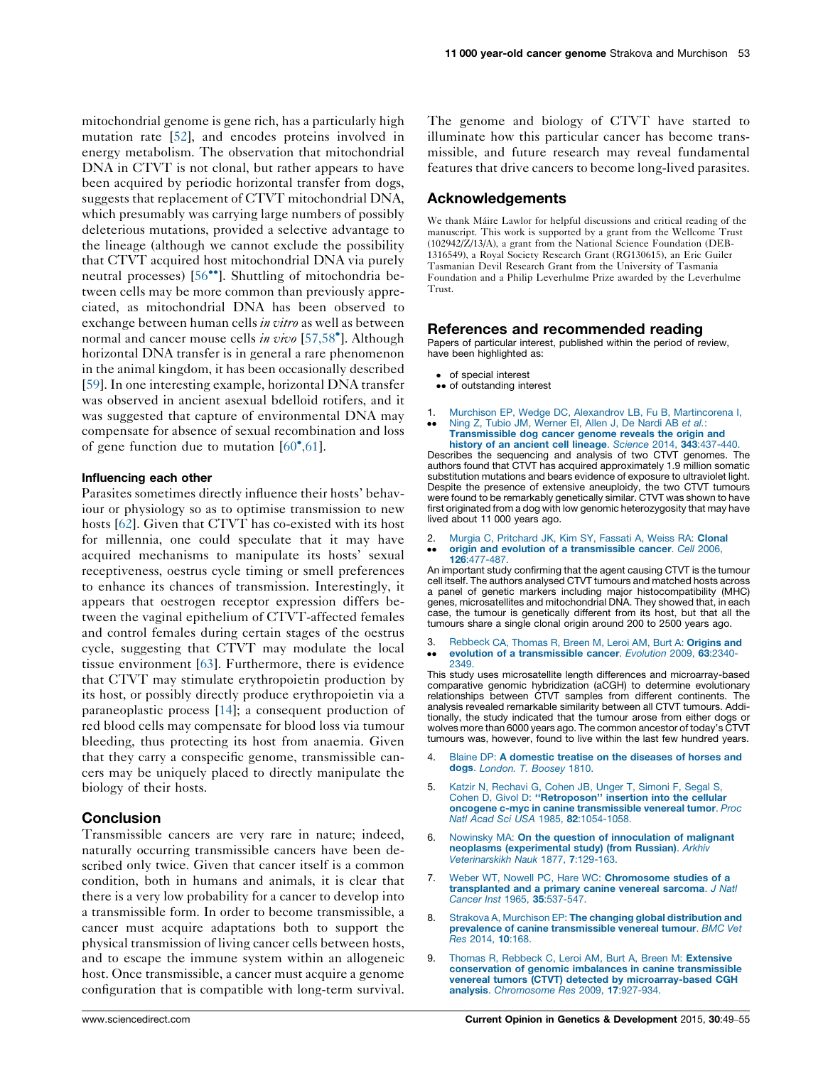mitochondrial genome is gene rich, has a particularly high mutation rate [52], and encodes proteins involved in energy metabolism. The observation that mitochondrial DNA in CTVT is not clonal, but rather appears to have been acquired by periodic horizontal transfer from dogs, suggests that replacement of CTVT mitochondrial DNA, which presumably was carrying large numbers of possibly deleterious mutations, provided a selective advantage to the lineage (although we cannot exclude the possibility that CTVT acquired host mitochondrial DNA via purely neutral processes) [56••]. Shuttling of mitochondria between cells may be more common than previously appreciated, as mitochondrial DNA has been observed to exchange between human cells *in vitro* as well as between normal and cancer mouse cells *in vivo* [57,58•]. Although horizontal DNA transfer is in general a rare phenomenon in the animal kingdom, it has been occasionally described [59]. In one interesting example, horizontal DNA transfer was observed in ancient asexual bdelloid rotifers, and it was suggested that capture of environmental DNA may compensate for absence of sexual recombination and loss of gene function due to mutation [60•,61].

#### Influencing each other

Parasites sometimes directly influence their hosts' behaviour or physiology so as to optimise transmission to new hosts [62]. Given that CTVT has co-existed with its host for millennia, one could speculate that it may have acquired mechanisms to manipulate its hosts' sexual receptiveness, oestrus cycle timing or smell preferences to enhance its chances of transmission. Interestingly, it appears that oestrogen receptor expression differs between the vaginal epithelium of CTVT-affected females and control females during certain stages of the oestrus cycle, suggesting that CTVT may modulate the local tissue environment [63]. Furthermore, there is evidence that CTVT may stimulate erythropoietin production by its host, or possibly directly produce erythropoietin via a paraneoplastic process [14]; a consequent production of red blood cells may compensate for blood loss via tumour bleeding, thus protecting its host from anaemia. Given that they carry a conspecific genome, transmissible cancers may be uniquely placed to directly manipulate the biology of their hosts.

## Conclusion

Transmissible cancers are very rare in nature; indeed, naturally occurring transmissible cancers have been described only twice. Given that cancer itself is a common condition, both in humans and animals, it is clear that there is a very low probability for a cancer to develop into a transmissible form. In order to become transmissible, a cancer must acquire adaptations both to support the physical transmission of living cancer cells between hosts, and to escape the immune system within an allogeneic host. Once transmissible, a cancer must acquire a genome configuration that is compatible with long-term survival. The genome and biology of CTVT have started to illuminate how this particular cancer has become transmissible, and future research may reveal fundamental features that drive cancers to become long-lived parasites.

## Acknowledgements

We thank Máire Lawlor for helpful discussions and critical reading of the manuscript. This work is supported by a grant from the Wellcome Trust (102942/Z/13/A), a grant from the National Science Foundation (DEB-1316549), a Royal Society Research Grant (RG130615), an Eric Guiler Tasmanian Devil Research Grant from the University of Tasmania Foundation and a Philip Leverhulme Prize awarded by the Leverhulme Trust.

## References and recommended reading

Papers of particular interest, published within the period of review, have been highlighted as:

- • of special interest
- •• of outstanding interest

1. •• Murchison EP, Wedge DC, Alexandrov LB, Fu B, Martincorena I, Ning Z, Tubio JM, Werner EI, Allen J, De Nardi AB *et al.*: **Transmissible dog cancer genome reveals the origin and history of an ancient cell lineage**. *Science* 2014, **343**:437-440.
Describes the sequencing and analysis of two CTVT genomes. The authors found that CTVT has acquired approximately 1.9 million somatic substitution mutations and bears evidence of exposure to ultraviolet light. Despite the presence of extensive aneuploidy, the two CTVT tumours were found to be remarkably genetically similar. CTVT was shown to have first originated from a dog with low genomic heterozygosity that may have lived about 11 000 years ago.

2. •• Murgia C, Pritchard JK, Kim SY, Fassati A, Weiss RA: **Clonal origin and evolution of a transmissible cancer**. *Cell* 2006, **126**:477-487.
An important study confirming that the agent causing CTVT is the tumour cell itself. The authors analysed CTVT tumours and matched hosts across a panel of genetic markers including major histocompatibility (MHC) genes, microsatellites and mitochondrial DNA. They showed that, in each case, the tumour is genetically different from its host, but that all the tumours share a single clonal origin around 200 to 2500 years ago.

3. •• Rebbeck CA, Thomas R, Breen M, Leroi AM, Burt A: **Origins and evolution of a transmissible cancer**. *Evolution* 2009, **63**:2340-2349.
This study uses microsatellite length differences and microarray-based comparative genomic hybridization (aCGH) to determine evolutionary relationships between CTVT samples from different continents. The analysis revealed remarkable similarity between all CTVT tumours. Additionally, the study indicated that the tumour arose from either dogs or wolves more than 6000 years ago. The common ancestor of today's CTVT tumours was, however, found to live within the last few hundred years.

4. Blaine DP: **A domestic treatise on the diseases of horses and dogs**. *London. T. Boosey* 1810.

5. Katzir N, Rechavi G, Cohen JB, Unger T, Simoni F, Segal S, Cohen D, Givol D: **"Retroposon" insertion into the cellular oncogene c-myc in canine transmissible venereal tumor**. *Proc Natl Acad Sci USA* 1985, **82**:1054-1058.

6. Nowinsky MA: **On the question of innoculation of malignant neoplasms (experimental study) (from Russian)**. *Arkhiv Veterinarskikh Nauk* 1877, **7**:129-163.

7. Weber WT, Nowell PC, Hare WC: **Chromosome studies of a transplanted and a primary canine venereal sarcoma**. *J Natl Cancer Inst* 1965, **35**:537-547.

8. Strakova A, Murchison EP: **The changing global distribution and prevalence of canine transmissible venereal tumour**. *BMC Vet Res* 2014, **10**:168.

9. Thomas R, Rebbeck C, Leroi AM, Burt AM, Breen M: **Extensive conservation of genomic imbalances in canine transmissible venereal tumors (CTVT) detected by microarray-based CGH analysis**. *Chromosome Res* 2009, **17**:927-934.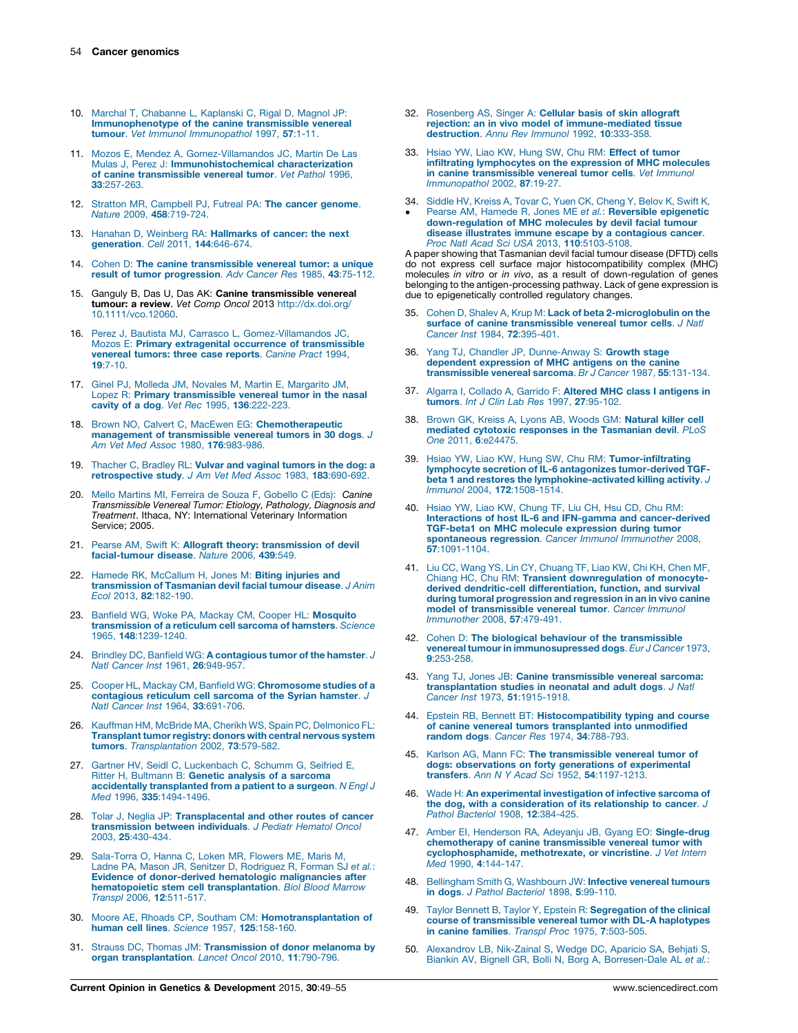10. Marchal T, Chabanne L, Kaplanski C, Rigal D, Magnol JP: **Immunophenotype of the canine transmissible venereal tumour**. *Vet Immunol Immunopathol* 1997, **57**:1-11.

11. Mozos E, Mendez A, Gomez-Villamandos JC, Martin De Las Mulas J, Perez J: **Immunohistochemical characterization of canine transmissible venereal tumor**. *Vet Pathol* 1996, **33**:257-263.

12. Stratton MR, Campbell PJ, Futreal PA: **The cancer genome**. *Nature* 2009, **458**:719-724.

13. Hanahan D, Weinberg RA: **Hallmarks of cancer: the next generation**. *Cell* 2011, **144**:646-674.

14. Cohen D: **The canine transmissible venereal tumor: a unique result of tumor progression**. *Adv Cancer Res* 1985, **43**:75-112.

15. Ganguly B, Das U, Das AK: **Canine transmissible venereal tumour: a review**. *Vet Comp Oncol* 2013 http://dx.doi.org/10.1111/vco.12060.

16. Perez J, Bautista MJ, Carrasco L, Gomez-Villamandos JC, Mozos E: **Primary extragenital occurrence of transmissible venereal tumors: three case reports**. *Canine Pract* 1994, **19**:7-10.

17. Ginel PJ, Molleda JM, Novales M, Martin E, Margarito JM, Lopez R: **Primary transmissible venereal tumor in the nasal cavity of a dog**. *Vet Rec* 1995, **136**:222-223.

18. Brown NO, Calvert C, MacEwen EG: **Chemotherapeutic management of transmissible venereal tumors in 30 dogs**. *J Am Vet Med Assoc* 1980, **176**:983-986.

19. Thacher C, Bradley RL: **Vulvar and vaginal tumors in the dog: a retrospective study**. *J Am Vet Med Assoc* 1983, **183**:690-692.

20. Mello Martins MI, Ferreira de Souza F, Gobello C (Eds): *Canine Transmissible Venereal Tumor: Etiology, Pathology, Diagnosis and Treatment*. Ithaca, NY: International Veterinary Information Service; 2005.

21. Pearse AM, Swift K: **Allograft theory: transmission of devil facial-tumour disease**. *Nature* 2006, **439**:549.

22. Hamede RK, McCallum H, Jones M: **Biting injuries and transmission of Tasmanian devil facial tumour disease**. *J Anim Ecol* 2013, **82**:182-190.

23. Banfield WG, Woke PA, Mackay CM, Cooper HL: **Mosquito transmission of a reticulum cell sarcoma of hamsters**. *Science* 1965, **148**:1239-1240.

24. Brindley DC, Banfield WG: **A contagious tumor of the hamster**. *J Natl Cancer Inst* 1961, **26**:949-957.

25. Cooper HL, Mackay CM, Banfield WG: **Chromosome studies of a contagious reticulum cell sarcoma of the Syrian hamster**. *J Natl Cancer Inst* 1964, **33**:691-706.

26. Kauffman HM, McBride MA, Cherikh WS, Spain PC, Delmonico FL: **Transplant tumor registry: donors with central nervous system tumors**. *Transplantation* 2002, **73**:579-582.

27. Gartner HV, Seidl C, Luckenbach C, Schumm G, Seifried E, Ritter H, Bultmann B: **Genetic analysis of a sarcoma accidentally transplanted from a patient to a surgeon**. *N Engl J Med* 1996, **335**:1494-1496.

28. Tolar J, Neglia JP: **Transplacental and other routes of cancer transmission between individuals**. *J Pediatr Hematol Oncol* 2003, **25**:430-434.

29. Sala-Torra O, Hanna C, Loken MR, Flowers ME, Maris M, Ladne PA, Mason JR, Senitzer D, Rodriguez R, Forman SJ *et al.*: **Evidence of donor-derived hematologic malignancies after hematopoietic stem cell transplantation**. *Biol Blood Marrow Transpl* 2006, **12**:511-517.

30. Moore AE, Rhoads CP, Southam CM: **Homotransplantation of human cell lines**. *Science* 1957, **125**:158-160.

31. Strauss DC, Thomas JM: **Transmission of donor melanoma by organ transplantation**. *Lancet Oncol* 2010, **11**:790-796.

32. Rosenberg AS, Singer A: **Cellular basis of skin allograft rejection: an in vivo model of immune-mediated tissue destruction**. *Annu Rev Immunol* 1992, **10**:333-358.

33. Hsiao YW, Liao KW, Hung SW, Chu RM: **Effect of tumor infiltrating lymphocytes on the expression of MHC molecules in canine transmissible venereal tumor cells**. *Vet Immunol Immunopathol* 2002, **87**:19-27.

34. • Siddle HV, Kreiss A, Tovar C, Yuen CK, Cheng Y, Belov K, Swift K, Pearse AM, Hamede R, Jones ME *et al.*: **Reversible epigenetic down-regulation of MHC molecules by devil facial tumour disease illustrates immune escape by a contagious cancer**. *Proc Natl Acad Sci USA* 2013, **110**:5103-5108.

A paper showing that Tasmanian devil facial tumour disease (DFTD) cells do not express cell surface major histocompatibility complex (MHC) molecules *in vitro* or *in vivo*, as a result of down-regulation of genes belonging to the antigen-processing pathway. Lack of gene expression is due to epigenetically controlled regulatory changes.

35. Cohen D, Shalev A, Krup M: **Lack of beta 2-microglobulin on the surface of canine transmissible venereal tumor cells**. *J Natl Cancer Inst* 1984, **72**:395-401.

36. Yang TJ, Chandler JP, Dunne-Anway S: **Growth stage dependent expression of MHC antigens on the canine transmissible venereal sarcoma**. *Br J Cancer* 1987, **55**:131-134.

37. Algarra I, Collado A, Garrido F: **Altered MHC class I antigens in tumors**. *Int J Clin Lab Res* 1997, **27**:95-102.

38. Brown GK, Kreiss A, Lyons AB, Woods GM: **Natural killer cell mediated cytotoxic responses in the Tasmanian devil**. *PLoS One* 2011, **6**:e24475.

39. Hsiao YW, Liao KW, Hung SW, Chu RM: **Tumor-infiltrating lymphocyte secretion of IL-6 antagonizes tumor-derived TGF-beta 1 and restores the lymphokine-activated killing activity**. *J Immunol* 2004, **172**:1508-1514.

40. Hsiao YW, Liao KW, Chung TF, Liu CH, Hsu CD, Chu RM: **Interactions of host IL-6 and IFN-gamma and cancer-derived TGF-beta1 on MHC molecule expression during tumor spontaneous regression**. *Cancer Immunol Immunother* 2008, **57**:1091-1104.

41. Liu CC, Wang YS, Lin CY, Chuang TF, Liao KW, Chi KH, Chen MF, Chiang HC, Chu RM: **Transient downregulation of monocyte-derived dendritic-cell differentiation, function, and survival during tumoral progression and regression in an in vivo canine model of transmissible venereal tumor**. *Cancer Immunol Immunother* 2008, **57**:479-491.

42. Cohen D: **The biological behaviour of the transmissible venereal tumour in immunosupressed dogs**. *Eur J Cancer* 1973, **9**:253-258.

43. Yang TJ, Jones JB: **Canine transmissible venereal sarcoma: transplantation studies in neonatal and adult dogs**. *J Natl Cancer Inst* 1973, **51**:1915-1918.

44. Epstein RB, Bennett BT: **Histocompatibility typing and course of canine venereal tumors transplanted into unmodified random dogs**. *Cancer Res* 1974, **34**:788-793.

45. Karlson AG, Mann FC: **The transmissible venereal tumor of dogs: observations on forty generations of experimental transfers**. *Ann N Y Acad Sci* 1952, **54**:1197-1213.

46. Wade H: **An experimental investigation of infective sarcoma of the dog, with a consideration of its relationship to cancer**. *J Pathol Bacteriol* 1908, **12**:384-425.

47. Amber EI, Henderson RA, Adeyanju JB, Gyang EO: **Single-drug chemotherapy of canine transmissible venereal tumor with cyclophosphamide, methotrexate, or vincristine**. *J Vet Intern Med* 1990, **4**:144-147.

48. Bellingham Smith G, Washbourn JW: **Infective venereal tumours in dogs**. *J Pathol Bacteriol* 1898, **5**:99-110.

49. Taylor Bennett B, Taylor Y, Epstein R: **Segregation of the clinical course of transmissible venereal tumor with DL-A haplotypes in canine families**. *Transpl Proc* 1975, **7**:503-505.

50. Alexandrov LB, Nik-Zainal S, Wedge DC, Aparicio SA, Behjati S, Biankin AV, Bignell GR, Bolli N, Borg A, Borresen-Dale AL *et al.*: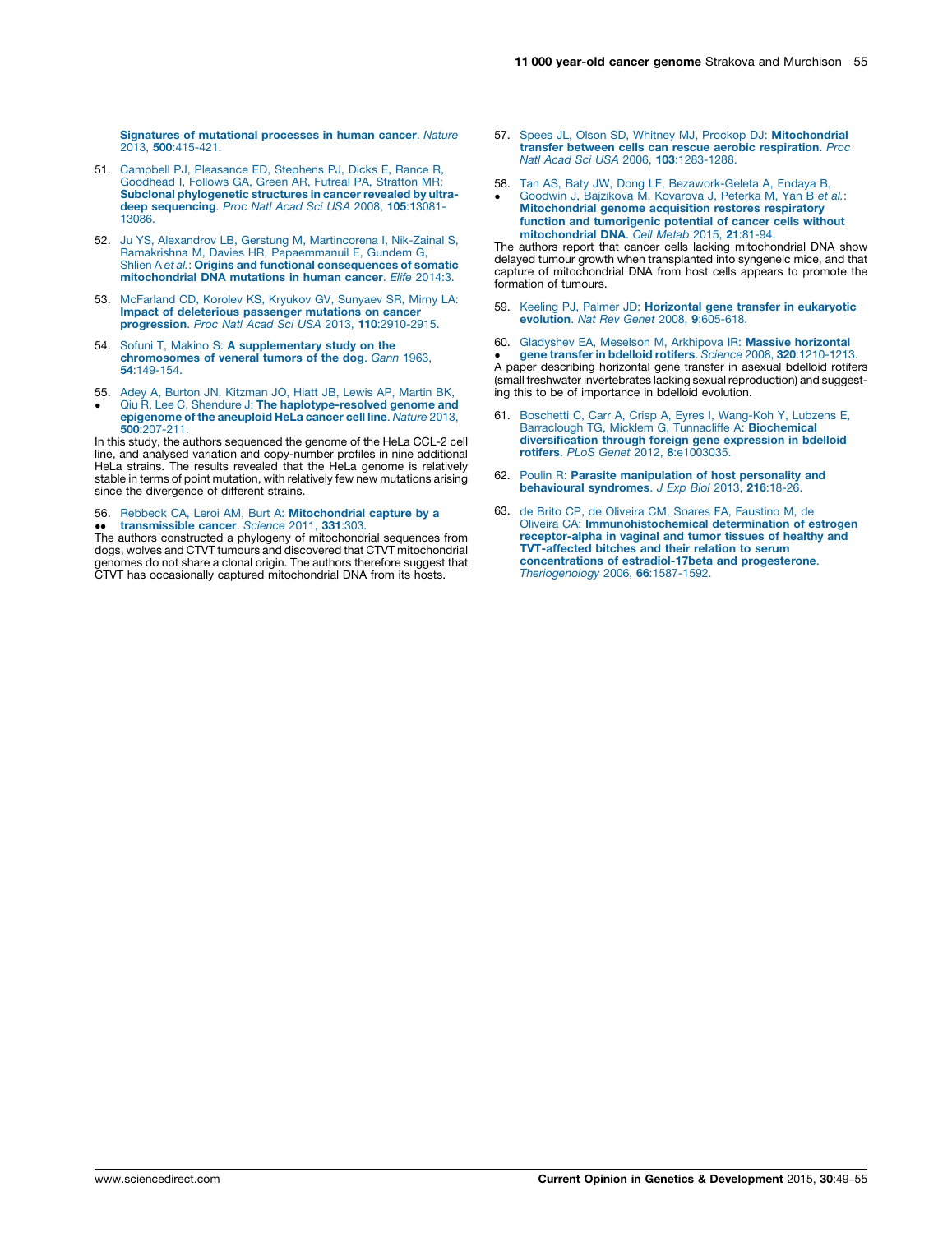**Signatures of mutational processes in human cancer**. *Nature* 2013, **500**:415-421.

51. Campbell PJ, Pleasance ED, Stephens PJ, Dicks E, Rance R, Goodhead I, Follows GA, Green AR, Futreal PA, Stratton MR: **Subclonal phylogenetic structures in cancer revealed by ultra-deep sequencing**. *Proc Natl Acad Sci USA* 2008, **105**:13081-13086.

52. Ju YS, Alexandrov LB, Gerstung M, Martincorena I, Nik-Zainal S, Ramakrishna M, Davies HR, Papaemmanuil E, Gundem G, Shlien A *et al.*: **Origins and functional consequences of somatic mitochondrial DNA mutations in human cancer**. *Elife* 2014:3.

53. McFarland CD, Korolev KS, Kryukov GV, Sunyaev SR, Mirny LA: **Impact of deleterious passenger mutations on cancer progression**. *Proc Natl Acad Sci USA* 2013, **110**:2910-2915.

54. Sofuni T, Makino S: **A supplementary study on the chromosomes of veneral tumors of the dog**. *Gann* 1963, **54**:149-154.

55. • Adey A, Burton JN, Kitzman JO, Hiatt JB, Lewis AP, Martin BK, Qiu R, Lee C, Shendure J: **The haplotype-resolved genome and epigenome of the aneuploid HeLa cancer cell line**. *Nature* 2013, **500**:207-211.

In this study, the authors sequenced the genome of the HeLa CCL-2 cell line, and analysed variation and copy-number profiles in nine additional HeLa strains. The results revealed that the HeLa genome is relatively stable in terms of point mutation, with relatively few new mutations arising since the divergence of different strains.

56. •• Rebbeck CA, Leroi AM, Burt A: **Mitochondrial capture by a transmissible cancer**. *Science* 2011, **331**:303.

The authors constructed a phylogeny of mitochondrial sequences from dogs, wolves and CTVT tumours and discovered that CTVT mitochondrial genomes do not share a clonal origin. The authors therefore suggest that CTVT has occasionally captured mitochondrial DNA from its hosts.

57. Spees JL, Olson SD, Whitney MJ, Prockop DJ: **Mitochondrial transfer between cells can rescue aerobic respiration**. *Proc Natl Acad Sci USA* 2006, **103**:1283-1288.

58. • Tan AS, Baty JW, Dong LF, Bezawork-Geleta A, Endaya B, Goodwin J, Bajzikova M, Kovarova J, Peterka M, Yan B *et al.*: **Mitochondrial genome acquisition restores respiratory function and tumorigenic potential of cancer cells without mitochondrial DNA**. *Cell Metab* 2015, **21**:81-94.

The authors report that cancer cells lacking mitochondrial DNA show delayed tumour growth when transplanted into syngeneic mice, and that capture of mitochondrial DNA from host cells appears to promote the formation of tumours.

59. Keeling PJ, Palmer JD: **Horizontal gene transfer in eukaryotic evolution**. *Nat Rev Genet* 2008, **9**:605-618.

60. • Gladyshev EA, Meselson M, Arkhipova IR: **Massive horizontal gene transfer in bdelloid rotifers**. *Science* 2008, **320**:1210-1213.

A paper describing horizontal gene transfer in asexual bdelloid rotifers (small freshwater invertebrates lacking sexual reproduction) and suggesting this to be of importance in bdelloid evolution.

61. Boschetti C, Carr A, Crisp A, Eyres I, Wang-Koh Y, Lubzens E, Barraclough TG, Micklem G, Tunnacliffe A: **Biochemical diversification through foreign gene expression in bdelloid rotifers**. *PLoS Genet* 2012, **8**:e1003035.

62. Poulin R: **Parasite manipulation of host personality and behavioural syndromes**. *J Exp Biol* 2013, **216**:18-26.

63. de Brito CP, de Oliveira CM, Soares FA, Faustino M, de Oliveira CA: **Immunohistochemical determination of estrogen receptor-alpha in vaginal and tumor tissues of healthy and TVT-affected bitches and their relation to serum concentrations of estradiol-17beta and progesterone**. *Theriogenology* 2006, **66**:1587-1592.